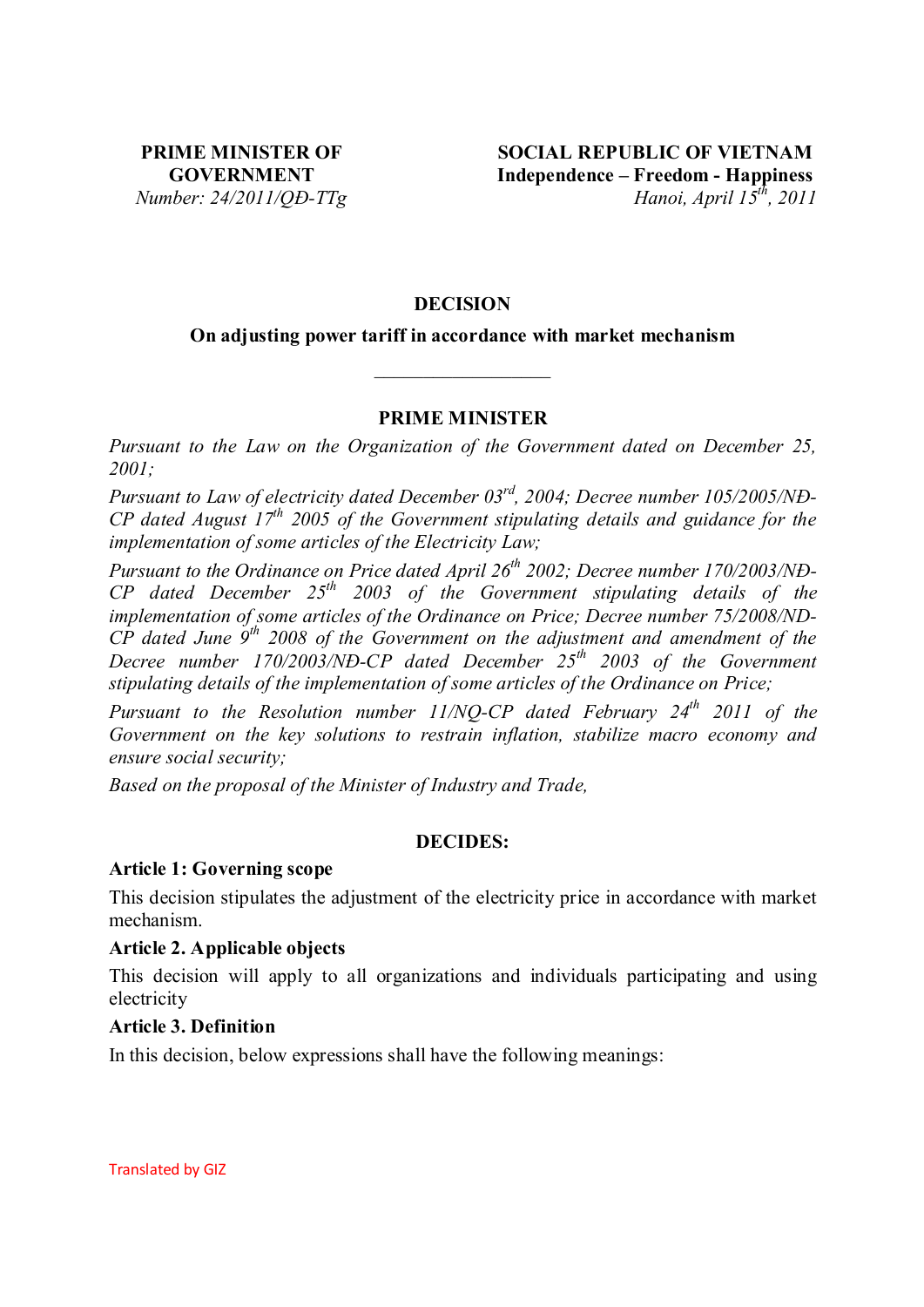**PRIME MINISTER OF GOVERNMENT**
*Number: 24/2011/QĐ-TTg*

**SOCIAL REPUBLIC OF VIETNAM**
**Independence – Freedom - Happiness**
*Hanoi, April 15th, 2011*

# DECISION

## On adjusting power tariff in accordance with market mechanism

---

## PRIME MINISTER

*Pursuant to the Law on the Organization of the Government dated on December 25, 2001;*

*Pursuant to Law of electricity dated December 03rd, 2004; Decree number 105/2005/NĐ-CP dated August 17th 2005 of the Government stipulating details and guidance for the implementation of some articles of the Electricity Law;*

*Pursuant to the Ordinance on Price dated April 26th 2002; Decree number 170/2003/NĐ-CP dated December 25th 2003 of the Government stipulating details of the implementation of some articles of the Ordinance on Price; Decree number 75/2008/ND-CP dated June 9th 2008 of the Government on the adjustment and amendment of the Decree number 170/2003/NĐ-CP dated December 25th 2003 of the Government stipulating details of the implementation of some articles of the Ordinance on Price;*

*Pursuant to the Resolution number 11/NQ-CP dated February 24th 2011 of the Government on the key solutions to restrain inflation, stabilize macro economy and ensure social security;*

*Based on the proposal of the Minister of Industry and Trade,*

## DECIDES:

### Article 1: Governing scope

This decision stipulates the adjustment of the electricity price in accordance with market mechanism.

### Article 2. Applicable objects

This decision will apply to all organizations and individuals participating and using electricity

### Article 3. Definition

In this decision, below expressions shall have the following meanings: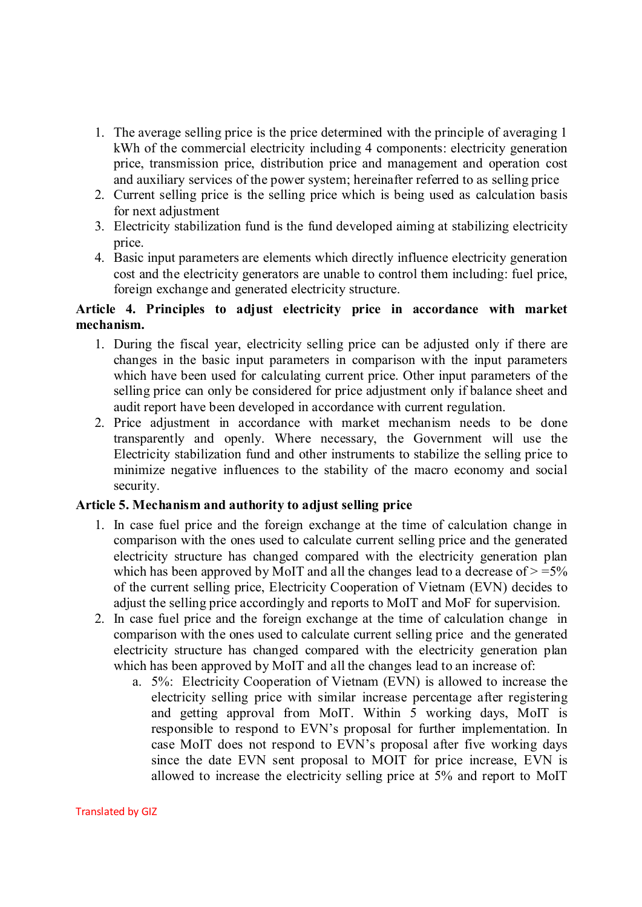1. The average selling price is the price determined with the principle of averaging 1 kWh of the commercial electricity including 4 components: electricity generation price, transmission price, distribution price and management and operation cost and auxiliary services of the power system; hereinafter referred to as selling price
2. Current selling price is the selling price which is being used as calculation basis for next adjustment
3. Electricity stabilization fund is the fund developed aiming at stabilizing electricity price.
4. Basic input parameters are elements which directly influence electricity generation cost and the electricity generators are unable to control them including: fuel price, foreign exchange and generated electricity structure.

**Article 4. Principles to adjust electricity price in accordance with market mechanism.**

1. During the fiscal year, electricity selling price can be adjusted only if there are changes in the basic input parameters in comparison with the input parameters which have been used for calculating current price. Other input parameters of the selling price can only be considered for price adjustment only if balance sheet and audit report have been developed in accordance with current regulation.
2. Price adjustment in accordance with market mechanism needs to be done transparently and openly. Where necessary, the Government will use the Electricity stabilization fund and other instruments to stabilize the selling price to minimize negative influences to the stability of the macro economy and social security.

**Article 5. Mechanism and authority to adjust selling price**

1. In case fuel price and the foreign exchange at the time of calculation change in comparison with the ones used to calculate current selling price and the generated electricity structure has changed compared with the electricity generation plan which has been approved by MoIT and all the changes lead to a decrease of > =5% of the current selling price, Electricity Cooperation of Vietnam (EVN) decides to adjust the selling price accordingly and reports to MoIT and MoF for supervision.
2. In case fuel price and the foreign exchange at the time of calculation change in comparison with the ones used to calculate current selling price and the generated electricity structure has changed compared with the electricity generation plan which has been approved by MoIT and all the changes lead to an increase of:
   a. 5%: Electricity Cooperation of Vietnam (EVN) is allowed to increase the electricity selling price with similar increase percentage after registering and getting approval from MoIT. Within 5 working days, MoIT is responsible to respond to EVN's proposal for further implementation. In case MoIT does not respond to EVN's proposal after five working days since the date EVN sent proposal to MOIT for price increase, EVN is allowed to increase the electricity selling price at 5% and report to MoIT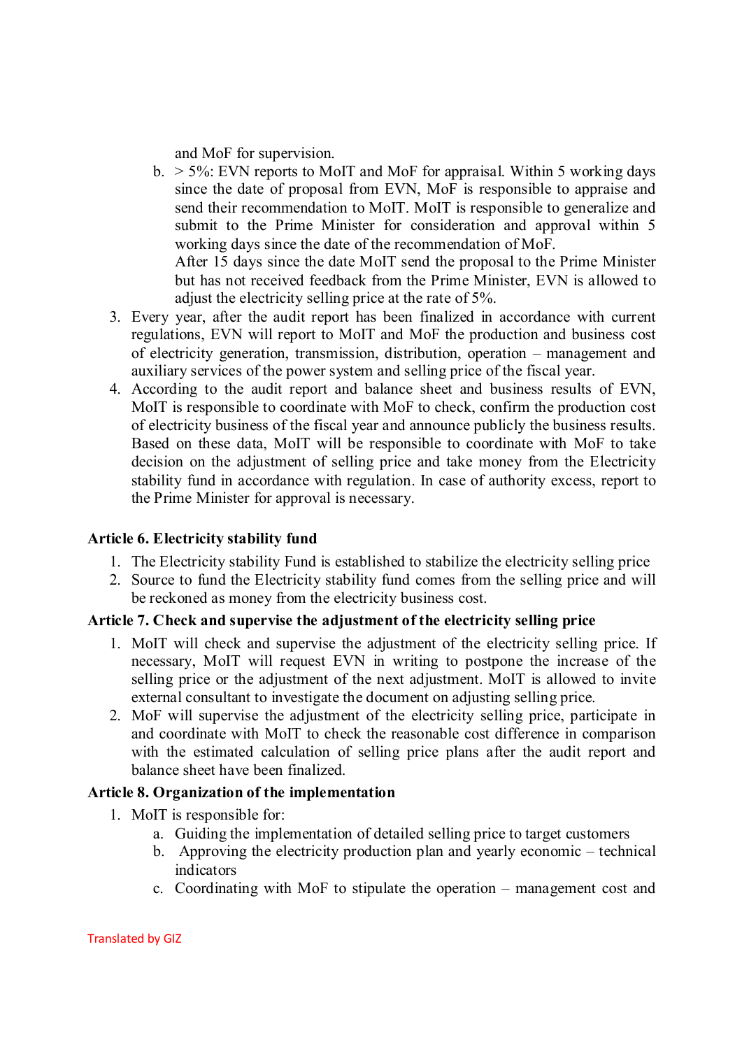and MoF for supervision.

   b. > 5%: EVN reports to MoIT and MoF for appraisal. Within 5 working days since the date of proposal from EVN, MoF is responsible to appraise and send their recommendation to MoIT. MoIT is responsible to generalize and submit to the Prime Minister for consideration and approval within 5 working days since the date of the recommendation of MoF.

      After 15 days since the date MoIT send the proposal to the Prime Minister but has not received feedback from the Prime Minister, EVN is allowed to adjust the electricity selling price at the rate of 5%.

3. Every year, after the audit report has been finalized in accordance with current regulations, EVN will report to MoIT and MoF the production and business cost of electricity generation, transmission, distribution, operation – management and auxiliary services of the power system and selling price of the fiscal year.
4. According to the audit report and balance sheet and business results of EVN, MoIT is responsible to coordinate with MoF to check, confirm the production cost of electricity business of the fiscal year and announce publicly the business results. Based on these data, MoIT will be responsible to coordinate with MoF to take decision on the adjustment of selling price and take money from the Electricity stability fund in accordance with regulation. In case of authority excess, report to the Prime Minister for approval is necessary.

**Article 6. Electricity stability fund**

1. The Electricity stability Fund is established to stabilize the electricity selling price
2. Source to fund the Electricity stability fund comes from the selling price and will be reckoned as money from the electricity business cost.

**Article 7. Check and supervise the adjustment of the electricity selling price**

1. MoIT will check and supervise the adjustment of the electricity selling price. If necessary, MoIT will request EVN in writing to postpone the increase of the selling price or the adjustment of the next adjustment. MoIT is allowed to invite external consultant to investigate the document on adjusting selling price.
2. MoF will supervise the adjustment of the electricity selling price, participate in and coordinate with MoIT to check the reasonable cost difference in comparison with the estimated calculation of selling price plans after the audit report and balance sheet have been finalized.

**Article 8. Organization of the implementation**

1. MoIT is responsible for:
   a. Guiding the implementation of detailed selling price to target customers
   b. Approving the electricity production plan and yearly economic – technical indicators
   c. Coordinating with MoF to stipulate the operation – management cost and

Translated by GIZ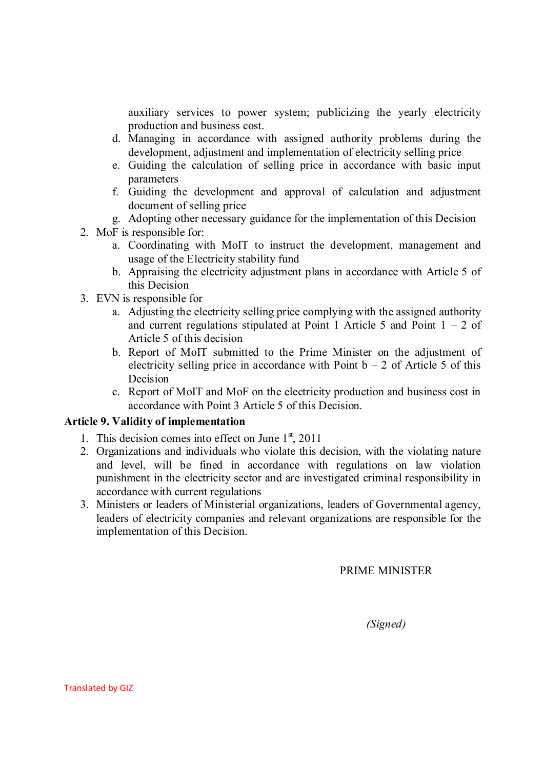auxiliary services to power system; publicizing the yearly electricity production and business cost.

   d. Managing in accordance with assigned authority problems during the development, adjustment and implementation of electricity selling price
   e. Guiding the calculation of selling price in accordance with basic input parameters
   f. Guiding the development and approval of calculation and adjustment document of selling price
   g. Adopting other necessary guidance for the implementation of this Decision

2. MoF is responsible for:
   a. Coordinating with MoIT to instruct the development, management and usage of the Electricity stability fund
   b. Appraising the electricity adjustment plans in accordance with Article 5 of this Decision
3. EVN is responsible for
   a. Adjusting the electricity selling price complying with the assigned authority and current regulations stipulated at Point 1 Article 5 and Point 1 – 2 of Article 5 of this decision
   b. Report of MoIT submitted to the Prime Minister on the adjustment of electricity selling price in accordance with Point b – 2 of Article 5 of this Decision
   c. Report of MoIT and MoF on the electricity production and business cost in accordance with Point 3 Article 5 of this Decision.

**Article 9. Validity of implementation**

1. This decision comes into effect on June 1st, 2011
2. Organizations and individuals who violate this decision, with the violating nature and level, will be fined in accordance with regulations on law violation punishment in the electricity sector and are investigated criminal responsibility in accordance with current regulations
3. Ministers or leaders of Ministerial organizations, leaders of Governmental agency, leaders of electricity companies and relevant organizations are responsible for the implementation of this Decision.

PRIME MINISTER

*(Signed)*

Translated by GIZ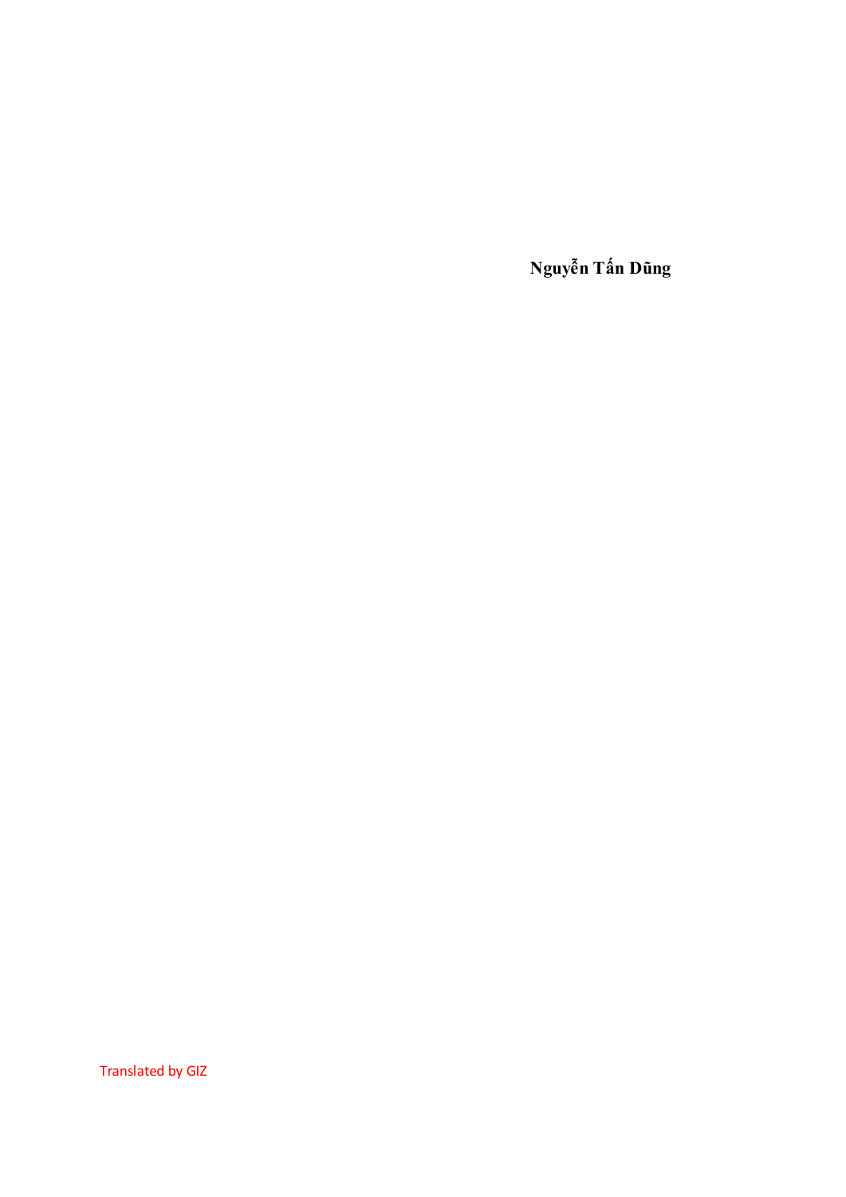**Nguyễn Tấn Dũng**

Translated by GIZ